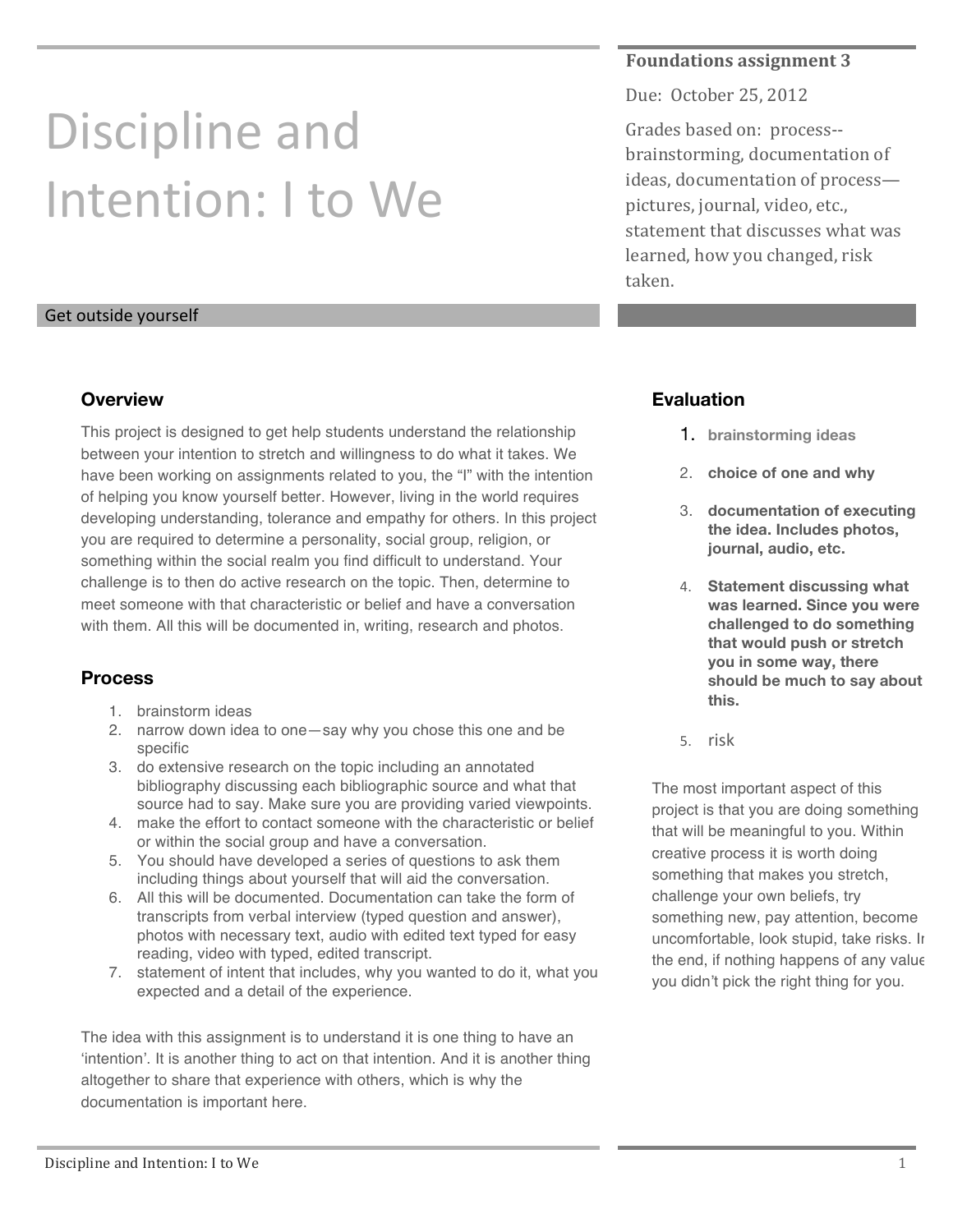# Discipline and Intention: I to We

**Foundations assignment 3**

Due: October 25, 2012

Grades based on: process--brainstorming, documentation of ideas, documentation of process—pictures, journal, video, etc., statement that discusses what was learned, how you changed, risk taken.

Get outside yourself

## Overview

This project is designed to get help students understand the relationship between your intention to stretch and willingness to do what it takes. We have been working on assignments related to you, the "I" with the intention of helping you know yourself better. However, living in the world requires developing understanding, tolerance and empathy for others. In this project you are required to determine a personality, social group, religion, or something within the social realm you find difficult to understand. Your challenge is to then do active research on the topic. Then, determine to meet someone with that characteristic or belief and have a conversation with them. All this will be documented in, writing, research and photos.

## Process

1. brainstorm ideas
2. narrow down idea to one—say why you chose this one and be specific
3. do extensive research on the topic including an annotated bibliography discussing each bibliographic source and what that source had to say. Make sure you are providing varied viewpoints.
4. make the effort to contact someone with the characteristic or belief or within the social group and have a conversation.
5. You should have developed a series of questions to ask them including things about yourself that will aid the conversation.
6. All this will be documented. Documentation can take the form of transcripts from verbal interview (typed question and answer), photos with necessary text, audio with edited text typed for easy reading, video with typed, edited transcript.
7. statement of intent that includes, why you wanted to do it, what you expected and a detail of the experience.

The idea with this assignment is to understand it is one thing to have an 'intention'. It is another thing to act on that intention. And it is another thing altogether to share that experience with others, which is why the documentation is important here.

## Evaluation

1. **brainstorming ideas**
2. **choice of one and why**
3. **documentation of executing the idea. Includes photos, journal, audio, etc.**
4. **Statement discussing what was learned. Since you were challenged to do something that would push or stretch you in some way, there should be much to say about this.**
5. risk

The most important aspect of this project is that you are doing something that will be meaningful to you. Within creative process it is worth doing something that makes you stretch, challenge your own beliefs, try something new, pay attention, become uncomfortable, look stupid, take risks. In the end, if nothing happens of any value you didn't pick the right thing for you.